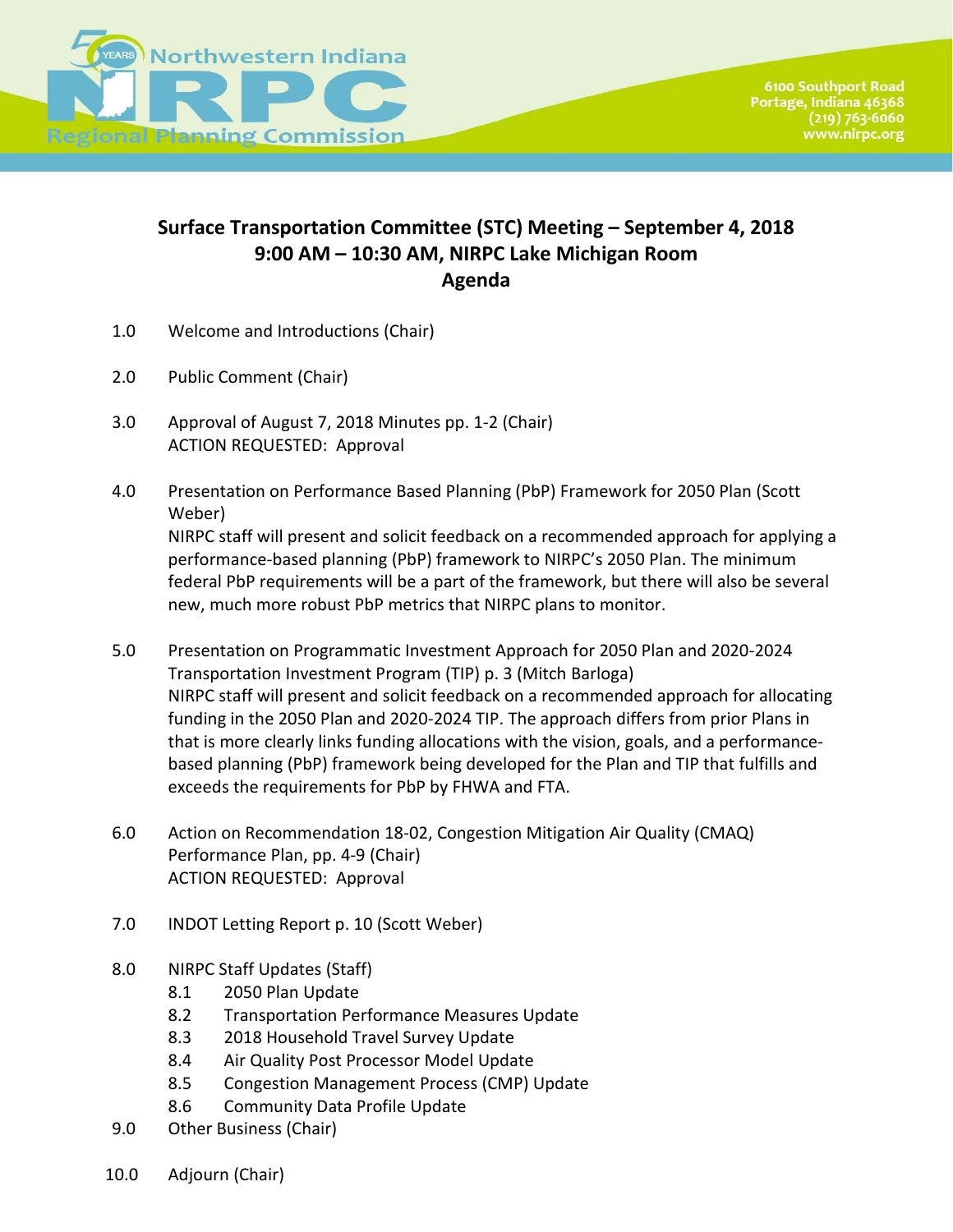Northwestern Indiana Regional Planning Commission

6100 Southport Road
Portage, Indiana 46368
(219) 763-6060
www.nirpc.org

# Surface Transportation Committee (STC) Meeting – September 4, 2018
## 9:00 AM – 10:30 AM, NIRPC Lake Michigan Room
## Agenda

1.0 Welcome and Introductions (Chair)

2.0 Public Comment (Chair)

3.0 Approval of August 7, 2018 Minutes pp. 1-2 (Chair)
ACTION REQUESTED: Approval

4.0 Presentation on Performance Based Planning (PbP) Framework for 2050 Plan (Scott Weber)
NIRPC staff will present and solicit feedback on a recommended approach for applying a performance-based planning (PbP) framework to NIRPC's 2050 Plan. The minimum federal PbP requirements will be a part of the framework, but there will also be several new, much more robust PbP metrics that NIRPC plans to monitor.

5.0 Presentation on Programmatic Investment Approach for 2050 Plan and 2020-2024 Transportation Investment Program (TIP) p. 3 (Mitch Barloga)
NIRPC staff will present and solicit feedback on a recommended approach for allocating funding in the 2050 Plan and 2020-2024 TIP. The approach differs from prior Plans in that is more clearly links funding allocations with the vision, goals, and a performance-based planning (PbP) framework being developed for the Plan and TIP that fulfills and exceeds the requirements for PbP by FHWA and FTA.

6.0 Action on Recommendation 18-02, Congestion Mitigation Air Quality (CMAQ) Performance Plan, pp. 4-9 (Chair)
ACTION REQUESTED: Approval

7.0 INDOT Letting Report p. 10 (Scott Weber)

8.0 NIRPC Staff Updates (Staff)
- 8.1 2050 Plan Update
- 8.2 Transportation Performance Measures Update
- 8.3 2018 Household Travel Survey Update
- 8.4 Air Quality Post Processor Model Update
- 8.5 Congestion Management Process (CMP) Update
- 8.6 Community Data Profile Update

9.0 Other Business (Chair)

10.0 Adjourn (Chair)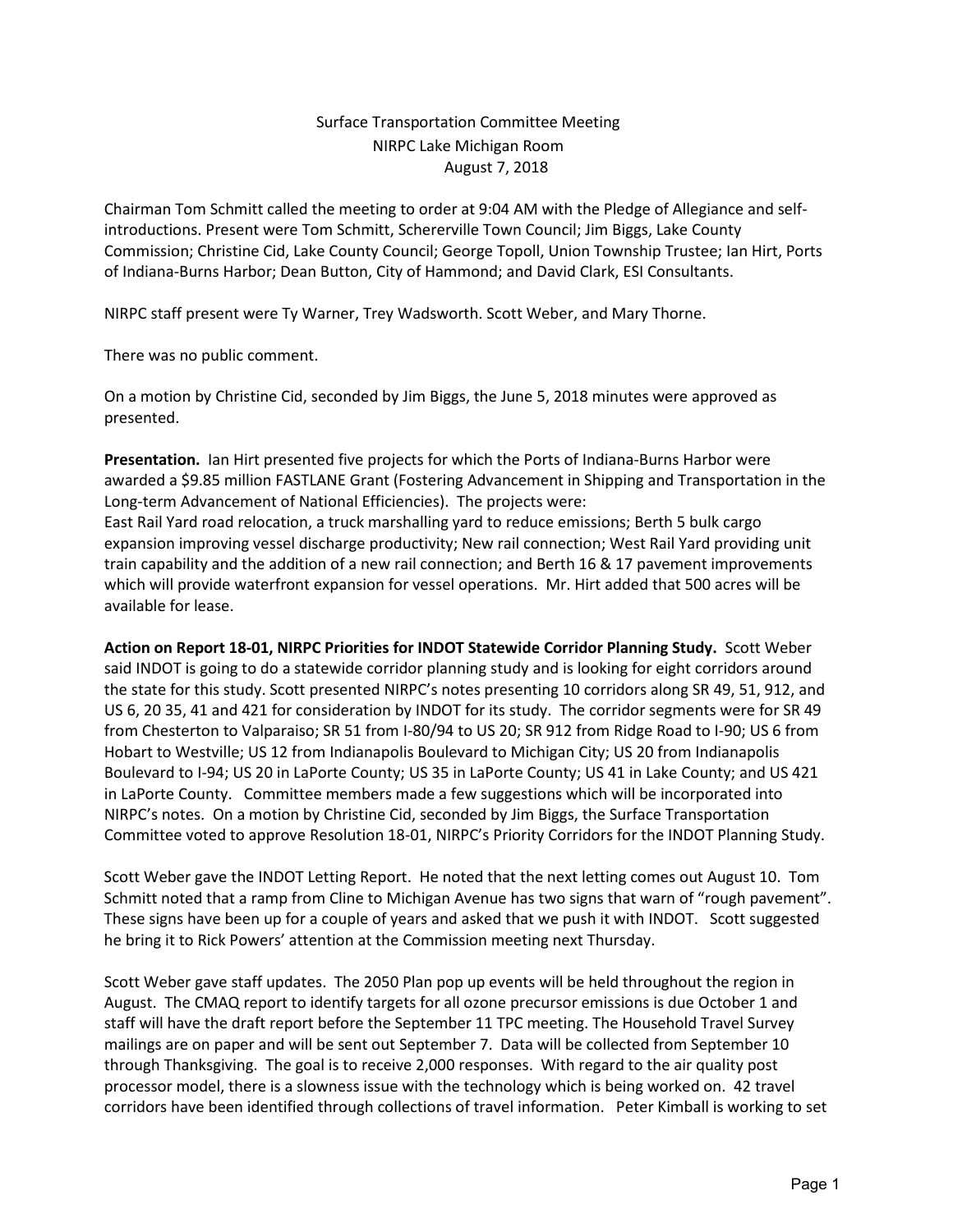Surface Transportation Committee Meeting
NIRPC Lake Michigan Room
August 7, 2018

Chairman Tom Schmitt called the meeting to order at 9:04 AM with the Pledge of Allegiance and self-introductions. Present were Tom Schmitt, Schererville Town Council; Jim Biggs, Lake County Commission; Christine Cid, Lake County Council; George Topoll, Union Township Trustee; Ian Hirt, Ports of Indiana-Burns Harbor; Dean Button, City of Hammond; and David Clark, ESI Consultants.

NIRPC staff present were Ty Warner, Trey Wadsworth. Scott Weber, and Mary Thorne.

There was no public comment.

On a motion by Christine Cid, seconded by Jim Biggs, the June 5, 2018 minutes were approved as presented.

**Presentation.** Ian Hirt presented five projects for which the Ports of Indiana-Burns Harbor were awarded a $9.85 million FASTLANE Grant (Fostering Advancement in Shipping and Transportation in the Long-term Advancement of National Efficiencies). The projects were:
East Rail Yard road relocation, a truck marshalling yard to reduce emissions; Berth 5 bulk cargo expansion improving vessel discharge productivity; New rail connection; West Rail Yard providing unit train capability and the addition of a new rail connection; and Berth 16 & 17 pavement improvements which will provide waterfront expansion for vessel operations. Mr. Hirt added that 500 acres will be available for lease.

**Action on Report 18-01, NIRPC Priorities for INDOT Statewide Corridor Planning Study.** Scott Weber said INDOT is going to do a statewide corridor planning study and is looking for eight corridors around the state for this study. Scott presented NIRPC's notes presenting 10 corridors along SR 49, 51, 912, and US 6, 20 35, 41 and 421 for consideration by INDOT for its study. The corridor segments were for SR 49 from Chesterton to Valparaiso; SR 51 from I-80/94 to US 20; SR 912 from Ridge Road to I-90; US 6 from Hobart to Westville; US 12 from Indianapolis Boulevard to Michigan City; US 20 from Indianapolis Boulevard to I-94; US 20 in LaPorte County; US 35 in LaPorte County; US 41 in Lake County; and US 421 in LaPorte County. Committee members made a few suggestions which will be incorporated into NIRPC's notes. On a motion by Christine Cid, seconded by Jim Biggs, the Surface Transportation Committee voted to approve Resolution 18-01, NIRPC's Priority Corridors for the INDOT Planning Study.

Scott Weber gave the INDOT Letting Report. He noted that the next letting comes out August 10. Tom Schmitt noted that a ramp from Cline to Michigan Avenue has two signs that warn of "rough pavement". These signs have been up for a couple of years and asked that we push it with INDOT. Scott suggested he bring it to Rick Powers' attention at the Commission meeting next Thursday.

Scott Weber gave staff updates. The 2050 Plan pop up events will be held throughout the region in August. The CMAQ report to identify targets for all ozone precursor emissions is due October 1 and staff will have the draft report before the September 11 TPC meeting. The Household Travel Survey mailings are on paper and will be sent out September 7. Data will be collected from September 10 through Thanksgiving. The goal is to receive 2,000 responses. With regard to the air quality post processor model, there is a slowness issue with the technology which is being worked on. 42 travel corridors have been identified through collections of travel information. Peter Kimball is working to set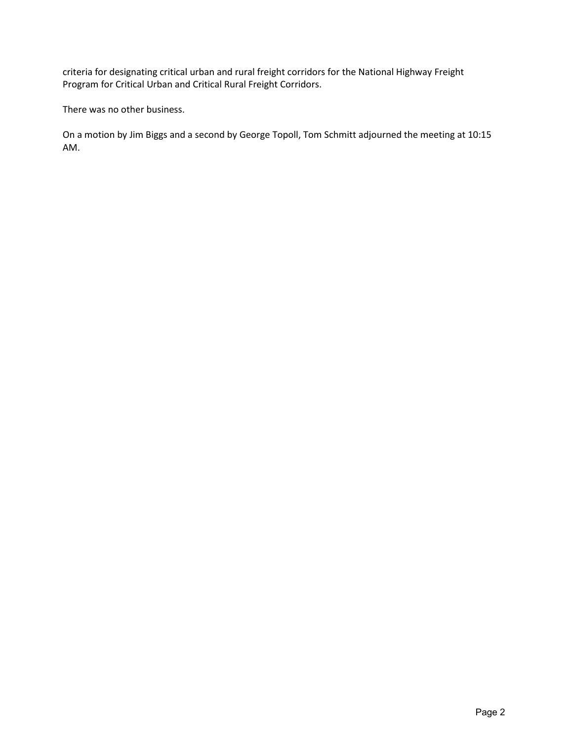criteria for designating critical urban and rural freight corridors for the National Highway Freight Program for Critical Urban and Critical Rural Freight Corridors.

There was no other business.

On a motion by Jim Biggs and a second by George Topoll, Tom Schmitt adjourned the meeting at 10:15 AM.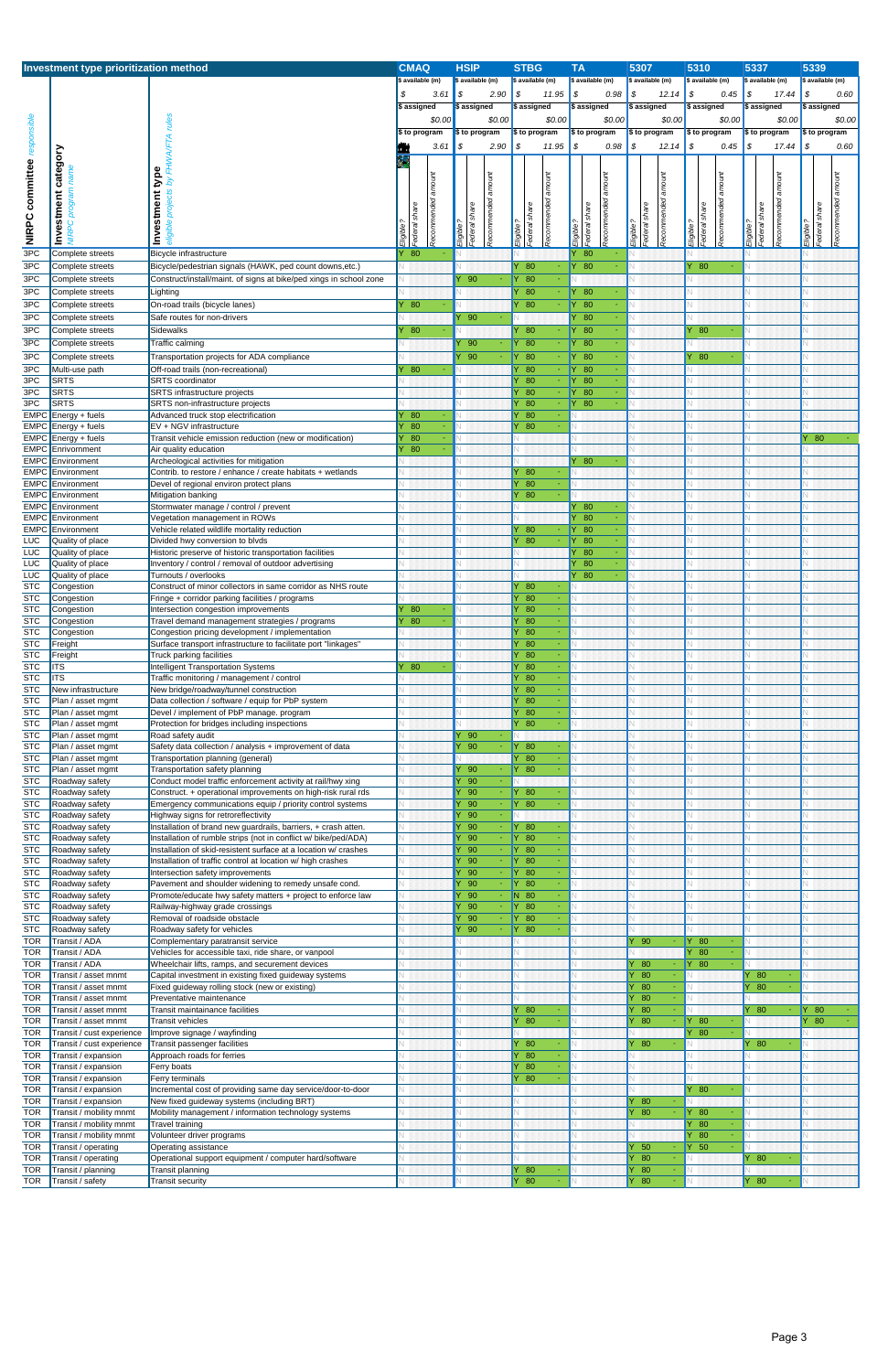# Investment type prioritization method

| NIRPC committee *responsible* | Investment category *NIRPC program name* | Investment type *eligible projects by FHWA/FTA rules* | CMAQ | | | HSIP | | | STBG | | | TA | | | 5307 | | | 5310 | | | 5337 | | | 5339 | | |
|---|---|---|---|---|---|---|---|---|---|---|---|---|---|---|---|---|---|---|---|---|---|---|---|---|---|---|
| | | $ available (m) | $ | | 3.61 | $ | | 2.90 | $ | | 11.95 | $ | | 0.98 | $ | | 12.14 | $ | | 0.45 | $ | | 17.44 | $ | | 0.60 |
| | | $ assigned | | | $0.00 | | | $0.00 | | | $0.00 | | | $0.00 | | | $0.00 | | | $0.00 | | | $0.00 | | | $0.00 |
| | | $ to program | | | 3.61 | $ | | 2.90 | $ | | 11.95 | $ | | 0.98 | $ | | 12.14 | $ | | 0.45 | $ | | 17.44 | $ | | 0.60 |
| | | | Eligible? | Federal share | Recommended amount | Eligible? | Federal share | Recommended amount | Eligible? | Federal share | Recommended amount | Eligible? | Federal share | Recommended amount | Eligible? | Federal share | Recommended amount | Eligible? | Federal share | Recommended amount | Eligible? | Federal share | Recommended amount | Eligible? | Federal share | Recommended amount |
| 3PC | Complete streets | Bicycle infrastructure | Y | 80 | - | N | | | N | | | Y | 80 | - | N | | | N | | | N | | | N | | |
| 3PC | Complete streets | Bicycle/pedestrian signals (HAWK, ped count downs,etc.) | N | | | N | | | Y | 80 | - | Y | 80 | - | N | | | Y | 80 | - | N | | | N | | |
| 3PC | Complete streets | Construct/install/maint. of signs at bike/ped xings in school zone | N | | | Y | 90 | - | Y | 80 | - | | | | N | | | N | | | N | | | N | | |
| 3PC | Complete streets | Lighting | N | | | N | | | Y | 80 | - | Y | 80 | - | N | | | N | | | N | | | N | | |
| 3PC | Complete streets | On-road trails (bicycle lanes) | Y | 80 | - | N | | | Y | 80 | - | Y | 80 | - | N | | | N | | | N | | | N | | |
| 3PC | Complete streets | Safe routes for non-drivers | N | | | Y | 90 | - | N | | | Y | 80 | - | N | | | N | | | N | | | N | | |
| 3PC | Complete streets | Sidewalks | Y | 80 | - | N | | | Y | 80 | - | Y | 80 | - | N | | | Y | 80 | - | N | | | N | | |
| 3PC | Complete streets | Traffic calming | N | | | Y | 90 | - | Y | 80 | - | Y | 80 | - | N | | | N | | | N | | | N | | |
| 3PC | Complete streets | Transportation projects for ADA compliance | N | | | Y | 90 | - | Y | 80 | - | Y | 80 | - | N | | | Y | 80 | - | N | | | N | | |
| 3PC | Multi-use path | Off-road trails (non-recreational) | Y | 80 | - | N | | | Y | 80 | - | Y | 80 | - | N | | | N | | | N | | | N | | |
| 3PC | SRTS | SRTS coordinator | N | | | N | | | Y | 80 | - | Y | 80 | - | N | | | N | | | N | | | N | | |
| 3PC | SRTS | SRTS infrastructure projects | N | | | N | | | Y | 80 | - | Y | 80 | - | N | | | N | | | N | | | N | | |
| 3PC | SRTS | SRTS non-infrastructure projects | N | | | N | | | Y | 80 | - | Y | 80 | - | N | | | N | | | N | | | N | | |
| EMPC | Energy + fuels | Advanced truck stop electrification | Y | 80 | - | N | | | Y | 80 | - | N | | | N | | | N | | | N | | | N | | |
| EMPC | Energy + fuels | EV + NGV infrastructure | Y | 80 | - | N | | | Y | 80 | - | N | | | N | | | N | | | N | | | N | | |
| EMPC | Energy + fuels | Transit vehicle emission reduction (new or modification) | Y | 80 | - | N | | | N | | | N | | | N | | | N | | | N | | | Y | 80 | - |
| EMPC | Environment | Air quality education | Y | 80 | - | N | | | N | | | N | | | N | | | N | | | N | | | N | | |
| EMPC | Environment | Archeological activities for mitigation | N | | | N | | | N | | | Y | 80 | - | N | | | N | | | N | | | N | | |
| EMPC | Environment | Contrib. to restore / enhance / create habitats + wetlands | N | | | N | | | Y | 80 | - | N | | | N | | | N | | | N | | | N | | |
| EMPC | Environment | Devel of regional environ protect plans | N | | | N | | | Y | 80 | - | N | | | N | | | N | | | N | | | N | | |
| EMPC | Environment | Mitigation banking | N | | | N | | | Y | 80 | - | N | | | N | | | N | | | N | | | N | | |
| EMPC | Environment | Stormwater manage / control / prevent | N | | | N | | | N | | | Y | 80 | - | N | | | N | | | N | | | N | | |
| EMPC | Environment | Vegetation management in ROWs | N | | | N | | | N | | | Y | 80 | - | N | | | N | | | N | | | N | | |
| EMPC | Environment | Vehicle related wildlife mortality reduction | N | | | N | | | Y | 80 | - | Y | 80 | - | N | | | N | | | N | | | N | | |
| LUC | Quality of place | Divided hwy conversion to blvds | N | | | N | | | Y | 80 | - | Y | 80 | - | N | | | N | | | N | | | N | | |
| LUC | Quality of place | Historic preserve of historic transportation facilities | N | | | N | | | N | | | Y | 80 | - | N | | | N | | | N | | | N | | |
| LUC | Quality of place | Inventory / control / removal of outdoor advertising | N | | | N | | | N | | | Y | 80 | - | N | | | N | | | N | | | N | | |
| LUC | Quality of place | Turnouts / overlooks | N | | | N | | | N | | | Y | 80 | - | N | | | N | | | N | | | N | | |
| STC | Congestion | Construct of minor collectors in same corridor as NHS route | N | | | N | | | Y | 80 | - | N | | | N | | | N | | | N | | | N | | |
| STC | Congestion | Fringe + corridor parking facilities / programs | N | | | N | | | Y | 80 | - | N | | | N | | | N | | | N | | | N | | |
| STC | Congestion | Intersection congestion improvements | Y | 80 | - | N | | | Y | 80 | - | N | | | N | | | N | | | N | | | N | | |
| STC | Congestion | Travel demand management strategies / programs | Y | 80 | - | N | | | Y | 80 | - | N | | | N | | | N | | | N | | | N | | |
| STC | Congestion | Congestion pricing development / implementation | N | | | N | | | Y | 80 | - | N | | | N | | | N | | | N | | | N | | |
| STC | Freight | Surface transport infrastructure to facilitate port "linkages" | N | | | N | | | Y | 80 | - | N | | | N | | | N | | | N | | | N | | |
| STC | Freight | Truck parking facilities | N | | | N | | | Y | 80 | - | N | | | N | | | N | | | N | | | N | | |
| STC | ITS | Intelligent Transportation Systems | Y | 80 | - | N | | | Y | 80 | - | N | | | N | | | N | | | N | | | N | | |
| STC | ITS | Traffic monitoring / management / control | N | | | N | | | Y | 80 | - | N | | | N | | | N | | | N | | | N | | |
| STC | New infrastructure | New bridge/roadway/tunnel construction | N | | | N | | | Y | 80 | - | N | | | N | | | N | | | N | | | N | | |
| STC | Plan / asset mgmt | Data collection / software / equip for PbP system | N | | | N | | | Y | 80 | - | N | | | N | | | N | | | N | | | N | | |
| STC | Plan / asset mgmt | Devel / implement of PbP manage. program | N | | | N | | | Y | 80 | - | N | | | N | | | N | | | N | | | N | | |
| STC | Plan / asset mgmt | Protection for bridges including inspections | N | | | N | | | Y | 80 | - | N | | | N | | | N | | | N | | | N | | |
| STC | Plan / asset mgmt | Road safety audit | N | | | Y | 90 | - | N | | | N | | | N | | | N | | | N | | | N | | |
| STC | Plan / asset mgmt | Safety data collection / analysis + improvement of data | N | | | Y | 90 | - | Y | 80 | - | N | | | N | | | N | | | N | | | N | | |
| STC | Plan / asset mgmt | Transportation planning (general) | N | | | N | | | Y | 80 | - | N | | | N | | | N | | | N | | | N | | |
| STC | Plan / asset mgmt | Transportation safety planning | N | | | Y | 90 | - | Y | 80 | - | N | | | N | | | N | | | N | | | N | | |
| STC | Roadway safety | Conduct model traffic enforcement activity at rail/hwy xing | N | | | Y | 90 | - | N | | | N | | | N | | | N | | | N | | | N | | |
| STC | Roadway safety | Construct. + operational improvements on high-risk rural rds | N | | | Y | 90 | - | Y | 80 | - | N | | | N | | | N | | | N | | | N | | |
| STC | Roadway safety | Emergency communications equip / priority control systems | N | | | Y | 90 | - | Y | 80 | - | N | | | N | | | N | | | N | | | N | | |
| STC | Roadway safety | Highway signs for retroreflectivity | N | | | Y | 90 | - | N | | | N | | | N | | | N | | | N | | | N | | |
| STC | Roadway safety | Installation of brand new guardrails, barriers, + crash atten. | N | | | Y | 90 | - | Y | 80 | - | N | | | N | | | N | | | N | | | N | | |
| STC | Roadway safety | Installation of rumble strips (not in conflict w/ bike/ped/ADA) | N | | | Y | 90 | - | Y | 80 | - | N | | | N | | | N | | | N | | | N | | |
| STC | Roadway safety | Installation of skid-resistant surface at a location w/ crashes | N | | | Y | 90 | - | Y | 80 | - | N | | | N | | | N | | | N | | | N | | |
| STC | Roadway safety | Installation of traffic control at location w/ high crashes | N | | | Y | 90 | - | Y | 80 | - | N | | | N | | | N | | | N | | | N | | |
| STC | Roadway safety | Intersection safety improvements | N | | | Y | 90 | - | Y | 80 | - | N | | | N | | | N | | | N | | | N | | |
| STC | Roadway safety | Pavement and shoulder widening to remedy unsafe cond. | N | | | Y | 90 | - | Y | 80 | - | N | | | N | | | N | | | N | | | N | | |
| STC | Roadway safety | Promote/educate hwy safety matters + project to enforce law | N | | | Y | 90 | - | N | 80 | - | N | | | N | | | N | | | N | | | N | | |
| STC | Roadway safety | Railway-highway grade crossings | N | | | Y | 90 | - | Y | 80 | - | N | | | N | | | N | | | N | | | N | | |
| STC | Roadway safety | Removal of roadside obstacle | N | | | Y | 90 | - | Y | 80 | - | N | | | N | | | N | | | N | | | N | | |
| STC | Roadway safety | Roadway safety for vehicles | N | | | Y | 90 | - | Y | 80 | - | N | | | N | | | N | | | N | | | N | | |
| TOR | Transit / ADA | Complementary paratransit service | N | | | N | | | N | | | N | | | Y | 90 | - | Y | 80 | - | N | | | N | | |
| TOR | Transit / ADA | Vehicles for accessible taxi, ride share, or vanpool | N | | | N | | | N | | | N | | | N | | | Y | 80 | - | N | | | N | | |
| TOR | Transit / ADA | Wheelchair lifts, ramps, and securement devices | N | | | N | | | N | | | N | | | Y | 80 | - | Y | 80 | - | N | | | N | | |
| TOR | Transit / asset mnmt | Capital investment in existing fixed guideway systems | N | | | N | | | N | | | N | | | Y | 80 | - | N | | | Y | 80 | - | N | | |
| TOR | Transit / asset mnmt | Fixed guideway rolling stock (new or existing) | N | | | N | | | N | | | N | | | Y | 80 | - | N | | | Y | 80 | - | N | | |
| TOR | Transit / asset mnmt | Preventative maintenance | N | | | N | | | N | | | N | | | Y | 80 | - | N | | | N | | | N | | |
| TOR | Transit / asset mnmt | Transit maintainance facilities | N | | | N | | | Y | 80 | - | N | | | Y | 80 | - | N | | | Y | 80 | - | Y | 80 | - |
| TOR | Transit / asset mnmt | Transit vehicles | N | | | N | | | Y | 80 | - | N | | | Y | 80 | - | Y | 80 | - | N | | | Y | 80 | - |
| TOR | Transit / cust experience | Improve signage / wayfinding | N | | | N | | | N | | | N | | | N | | | Y | 80 | - | N | | | N | | |
| TOR | Transit / cust experience | Transit passenger facilities | N | | | N | | | Y | 80 | - | N | | | Y | 80 | - | N | | | Y | 80 | - | N | | |
| TOR | Transit / expansion | Approach roads for ferries | N | | | N | | | Y | 80 | - | N | | | N | | | N | | | N | | | N | | |
| TOR | Transit / expansion | Ferry boats | N | | | N | | | Y | 80 | - | N | | | N | | | N | | | N | | | N | | |
| TOR | Transit / expansion | Ferry terminals | N | | | N | | | Y | 80 | - | N | | | N | | | N | | | N | | | N | | |
| TOR | Transit / expansion | Incremental cost of providing same day service/door-to-door | N | | | N | | | N | | | N | | | N | | | Y | 80 | - | N | | | N | | |
| TOR | Transit / expansion | New fixed guideway systems (including BRT) | N | | | N | | | N | | | N | | | Y | 80 | - | N | | | N | | | N | | |
| TOR | Transit / mobility mnmt | Mobility management / information technology systems | N | | | N | | | N | | | N | | | Y | 80 | - | Y | 80 | - | N | | | N | | |
| TOR | Transit / mobility mnmt | Travel training | N | | | N | | | N | | | N | | | N | | | Y | 80 | - | N | | | N | | |
| TOR | Transit / mobility mnmt | Volunteer driver programs | N | | | N | | | N | | | N | | | N | | | Y | 80 | - | N | | | N | | |
| TOR | Transit / operating | Operating assistance | N | | | N | | | N | | | N | | | Y | 50 | - | Y | 50 | - | N | | | N | | |
| TOR | Transit / operating | Operational support equipment / computer hard/software | N | | | N | | | N | | | N | | | Y | 80 | - | N | | | Y | 80 | - | N | | |
| TOR | Transit / planning | Transit planning | N | | | N | | | Y | 80 | - | N | | | Y | 80 | - | N | | | N | | | N | | |
| TOR | Transit / safety | Transit security | N | | | N | | | Y | 80 | - | N | | | Y | 80 | - | N | | | Y | 80 | - | N | | |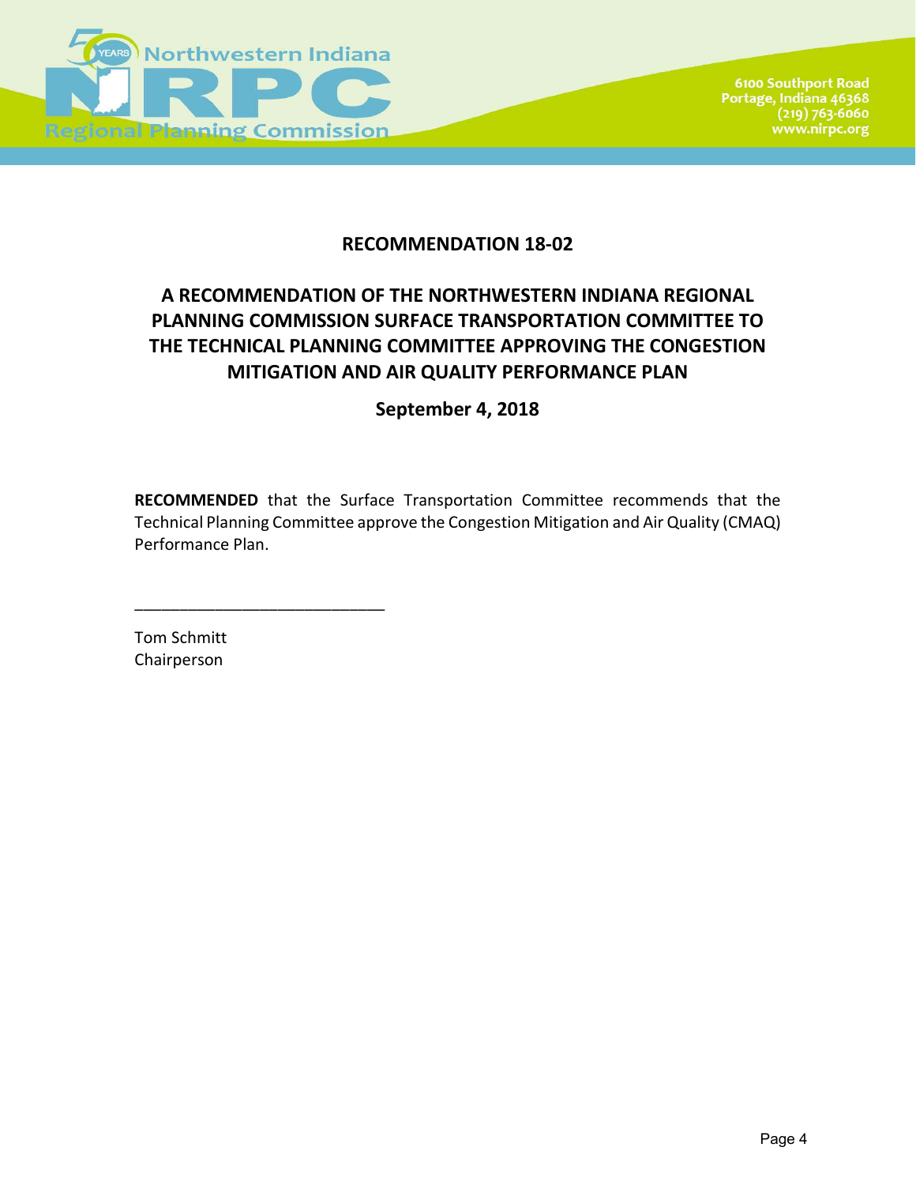**RECOMMENDATION 18-02**

**A RECOMMENDATION OF THE NORTHWESTERN INDIANA REGIONAL PLANNING COMMISSION SURFACE TRANSPORTATION COMMITTEE TO THE TECHNICAL PLANNING COMMITTEE APPROVING THE CONGESTION MITIGATION AND AIR QUALITY PERFORMANCE PLAN**

**September 4, 2018**

**RECOMMENDED** that the Surface Transportation Committee recommends that the Technical Planning Committee approve the Congestion Mitigation and Air Quality (CMAQ) Performance Plan.

\_\_\_\_\_\_\_\_\_\_\_\_\_\_\_\_\_\_\_\_\_\_\_\_\_\_\_\_

Tom Schmitt
Chairperson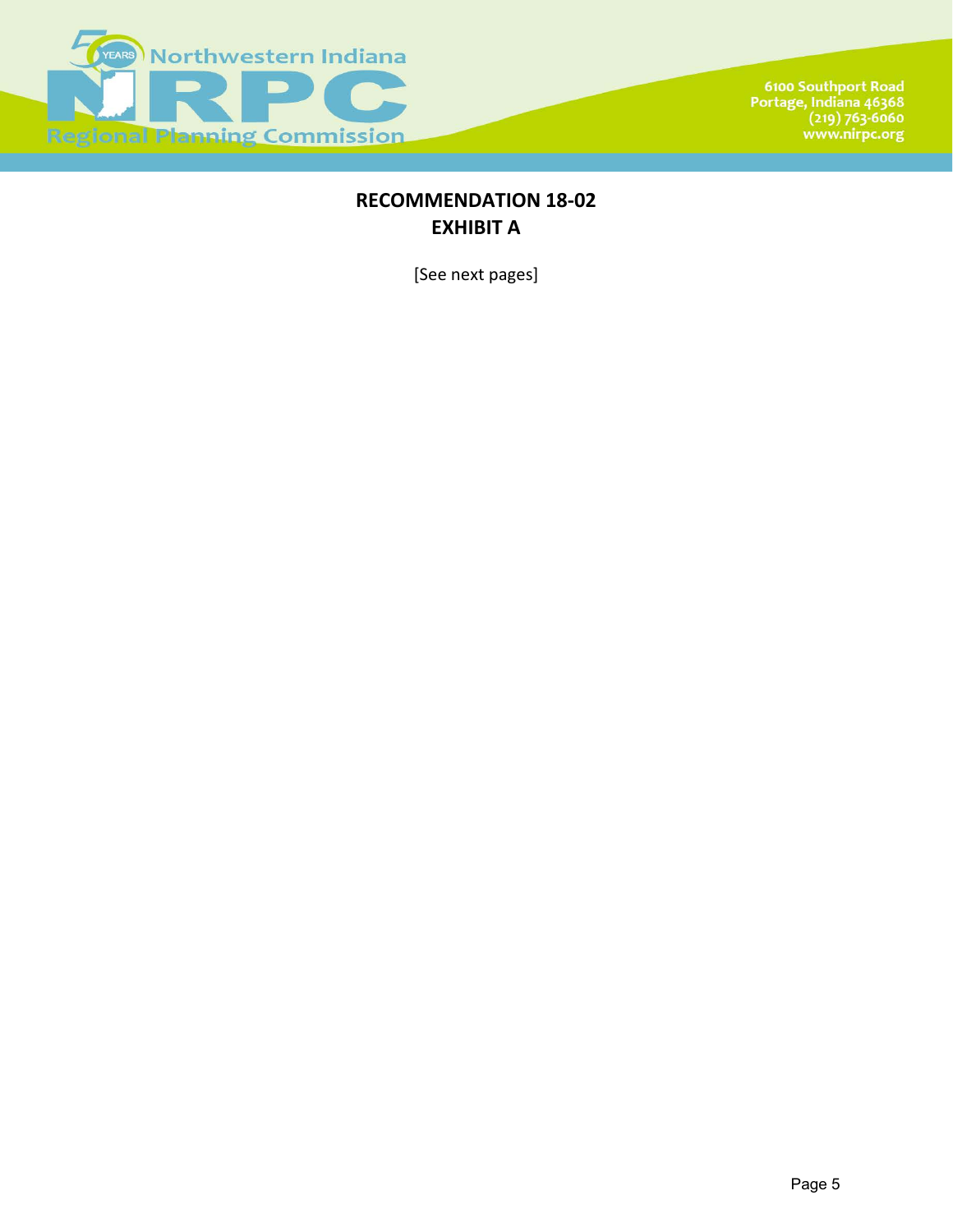# RECOMMENDATION 18-02
# EXHIBIT A

[See next pages]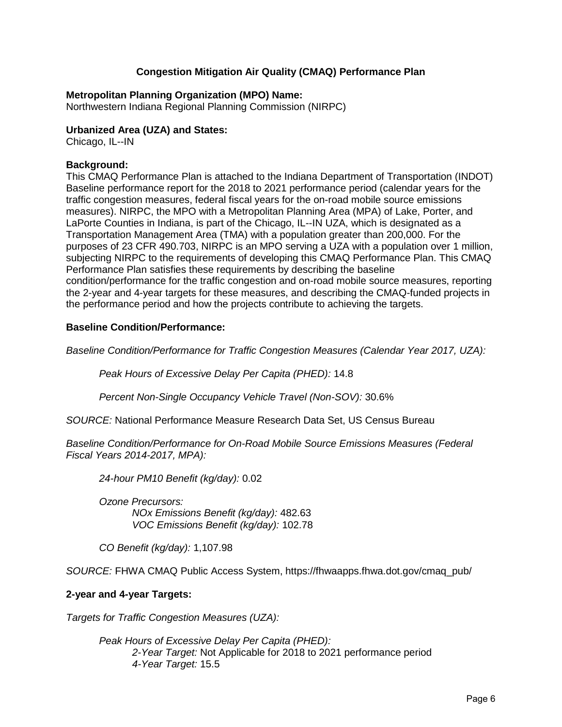## Congestion Mitigation Air Quality (CMAQ) Performance Plan

**Metropolitan Planning Organization (MPO) Name:**
Northwestern Indiana Regional Planning Commission (NIRPC)

**Urbanized Area (UZA) and States:**
Chicago, IL--IN

**Background:**
This CMAQ Performance Plan is attached to the Indiana Department of Transportation (INDOT) Baseline performance report for the 2018 to 2021 performance period (calendar years for the traffic congestion measures, federal fiscal years for the on-road mobile source emissions measures). NIRPC, the MPO with a Metropolitan Planning Area (MPA) of Lake, Porter, and LaPorte Counties in Indiana, is part of the Chicago, IL--IN UZA, which is designated as a Transportation Management Area (TMA) with a population greater than 200,000. For the purposes of 23 CFR 490.703, NIRPC is an MPO serving a UZA with a population over 1 million, subjecting NIRPC to the requirements of developing this CMAQ Performance Plan. This CMAQ Performance Plan satisfies these requirements by describing the baseline condition/performance for the traffic congestion and on-road mobile source measures, reporting the 2-year and 4-year targets for these measures, and describing the CMAQ-funded projects in the performance period and how the projects contribute to achieving the targets.

**Baseline Condition/Performance:**

*Baseline Condition/Performance for Traffic Congestion Measures (Calendar Year 2017, UZA):*

*Peak Hours of Excessive Delay Per Capita (PHED):* 14.8

*Percent Non-Single Occupancy Vehicle Travel (Non-SOV):* 30.6%

*SOURCE:* National Performance Measure Research Data Set, US Census Bureau

*Baseline Condition/Performance for On-Road Mobile Source Emissions Measures (Federal Fiscal Years 2014-2017, MPA):*

*24-hour PM10 Benefit (kg/day):* 0.02

*Ozone Precursors:*
*NOx Emissions Benefit (kg/day):* 482.63
*VOC Emissions Benefit (kg/day):* 102.78

*CO Benefit (kg/day):* 1,107.98

*SOURCE:* FHWA CMAQ Public Access System, https://fhwaapps.fhwa.dot.gov/cmaq_pub/

**2-year and 4-year Targets:**

*Targets for Traffic Congestion Measures (UZA):*

*Peak Hours of Excessive Delay Per Capita (PHED):*
*2-Year Target:* Not Applicable for 2018 to 2021 performance period
*4-Year Target:* 15.5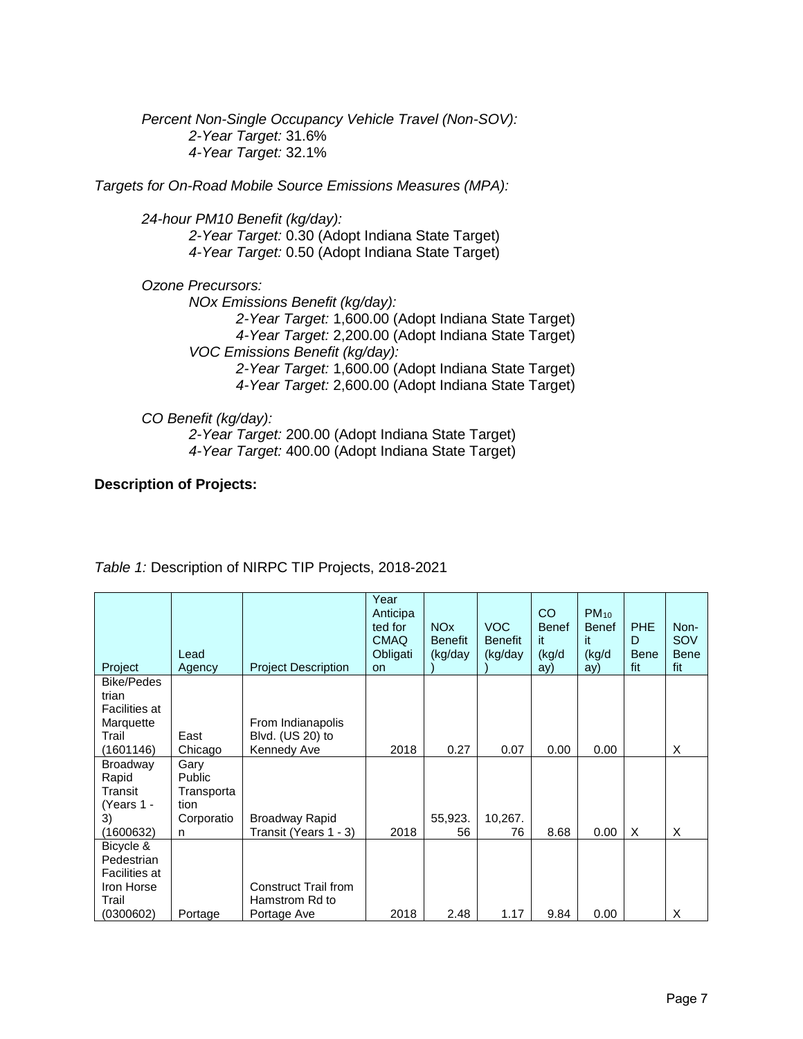*Percent Non-Single Occupancy Vehicle Travel (Non-SOV):*
*2-Year Target:* 31.6%
*4-Year Target:* 32.1%

*Targets for On-Road Mobile Source Emissions Measures (MPA):*

*24-hour PM10 Benefit (kg/day):*
*2-Year Target:* 0.30 (Adopt Indiana State Target)
*4-Year Target:* 0.50 (Adopt Indiana State Target)

*Ozone Precursors:*
*NOx Emissions Benefit (kg/day):*
*2-Year Target:* 1,600.00 (Adopt Indiana State Target)
*4-Year Target:* 2,200.00 (Adopt Indiana State Target)
*VOC Emissions Benefit (kg/day):*
*2-Year Target:* 1,600.00 (Adopt Indiana State Target)
*4-Year Target:* 2,600.00 (Adopt Indiana State Target)

*CO Benefit (kg/day):*
*2-Year Target:* 200.00 (Adopt Indiana State Target)
*4-Year Target:* 400.00 (Adopt Indiana State Target)

**Description of Projects:**

*Table 1:* Description of NIRPC TIP Projects, 2018-2021

| Project | Lead Agency | Project Description | Year Anticipated for CMAQ Obligation | NOx Benefit (kg/day) | VOC Benefit (kg/day) | CO Benefit (kg/day) | $PM_{10}$ Benefit (kg/day) | PHED Benefit | Non-SOV Benefit |
|---|---|---|---|---|---|---|---|---|---|
| Bike/Pedestrian Facilities at Marquette Trail (1601146) | East Chicago | From Indianapolis Blvd. (US 20) to Kennedy Ave | 2018 | 0.27 | 0.07 | 0.00 | 0.00 | | X |
| Broadway Rapid Transit (Years 1 - 3) (1600632) | Gary Public Transportation Corporation | Broadway Rapid Transit (Years 1 - 3) | 2018 | 55,923.56 | 10,267.76 | 8.68 | 0.00 | X | X |
| Bicycle & Pedestrian Facilities at Iron Horse Trail (0300602) | Portage | Construct Trail from Hamstrom Rd to Portage Ave | 2018 | 2.48 | 1.17 | 9.84 | 0.00 | | X |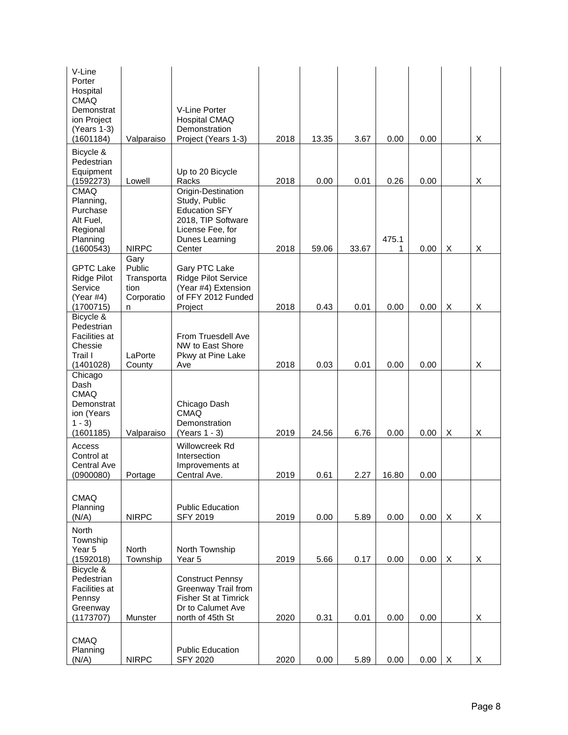| | | | | | | | | | |
|---|---|---|---|---|---|---|---|---|---|
| V-Line Porter Hospital CMAQ Demonstration Project (Years 1-3) (1601184) | Valparaiso | V-Line Porter Hospital CMAQ Demonstration Project (Years 1-3) | 2018 | 13.35 | 3.67 | 0.00 | 0.00 | | X |
| Bicycle & Pedestrian Equipment (1592273) | Lowell | Up to 20 Bicycle Racks | 2018 | 0.00 | 0.01 | 0.26 | 0.00 | | X |
| CMAQ Planning, Purchase Alt Fuel, Regional Planning (1600543) | NIRPC | Origin-Destination Study, Public Education SFY 2018, TIP Software License Fee, for Dunes Learning Center | 2018 | 59.06 | 33.67 | 475.11 | 0.00 | X | X |
| GPTC Lake Ridge Pilot Service (Year #4) (1700715) | Gary Public Transportation Corporation | Gary PTC Lake Ridge Pilot Service (Year #4) Extension of FFY 2012 Funded Project | 2018 | 0.43 | 0.01 | 0.00 | 0.00 | X | X |
| Bicycle & Pedestrian Facilities at Chessie Trail I (1401028) | LaPorte County | From Truesdell Ave NW to East Shore Pkwy at Pine Lake Ave | 2018 | 0.03 | 0.01 | 0.00 | 0.00 | | X |
| Chicago Dash CMAQ Demonstration (Years 1 - 3) (1601185) | Valparaiso | Chicago Dash CMAQ Demonstration (Years 1 - 3) | 2019 | 24.56 | 6.76 | 0.00 | 0.00 | X | X |
| Access Control at Central Ave (0900080) | Portage | Willowcreek Rd Intersection Improvements at Central Ave. | 2019 | 0.61 | 2.27 | 16.80 | 0.00 | | |
| CMAQ Planning (N/A) | NIRPC | Public Education SFY 2019 | 2019 | 0.00 | 5.89 | 0.00 | 0.00 | X | X |
| North Township Year 5 (1592018) | North Township | North Township Year 5 | 2019 | 5.66 | 0.17 | 0.00 | 0.00 | X | X |
| Bicycle & Pedestrian Facilities at Pennsy Greenway (1173707) | Munster | Construct Pennsy Greenway Trail from Fisher St at Timrick Dr to Calumet Ave north of 45th St | 2020 | 0.31 | 0.01 | 0.00 | 0.00 | | X |
| CMAQ Planning (N/A) | NIRPC | Public Education SFY 2020 | 2020 | 0.00 | 5.89 | 0.00 | 0.00 | X | X |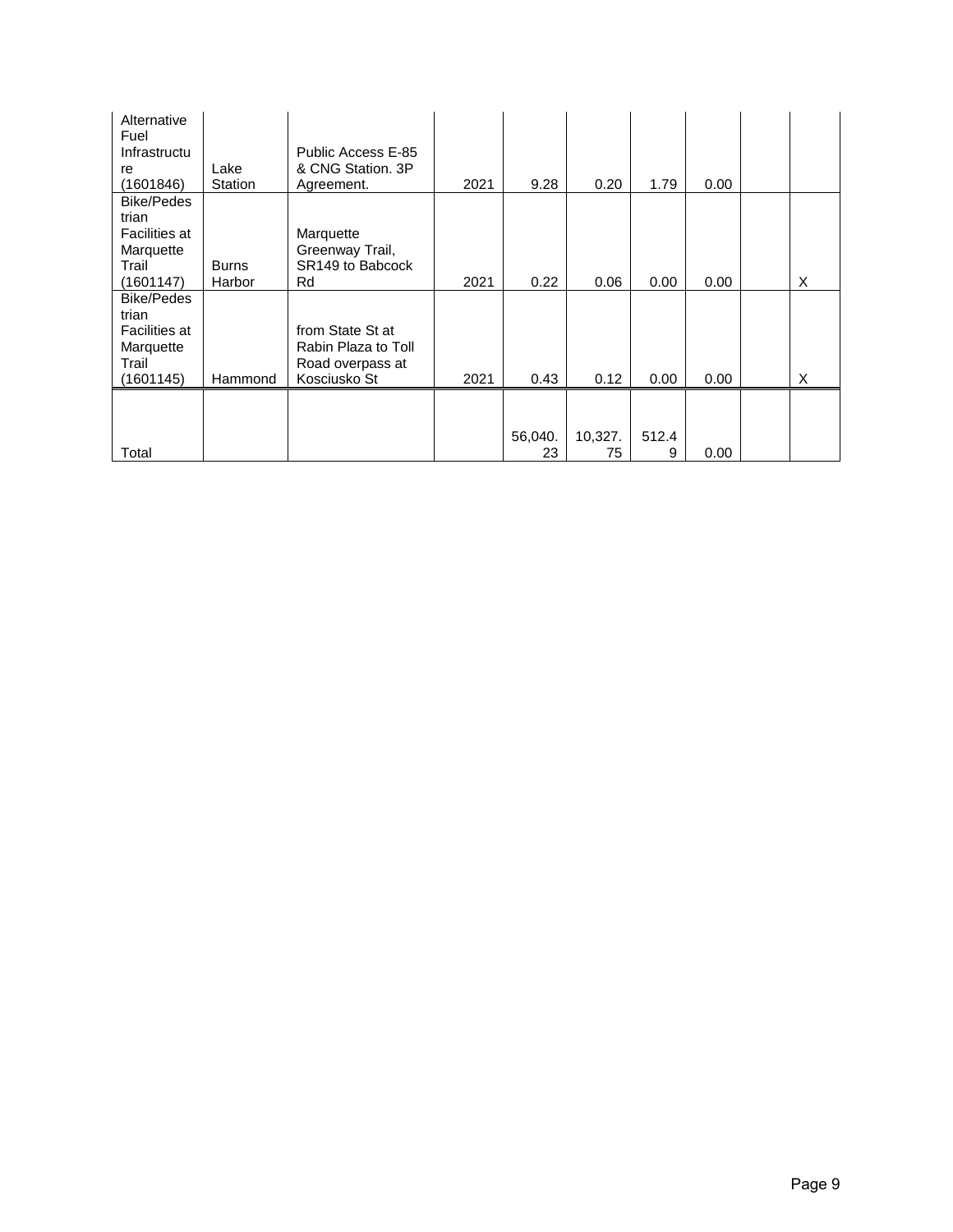| | | | | | | | | | |
|---|---|---|---|---|---|---|---|---|---|
| Alternative Fuel Infrastructure (1601846) | Lake Station | Public Access E-85 & CNG Station. 3P Agreement. | 2021 | 9.28 | 0.20 | 1.79 | 0.00 | | |
| Bike/Pedestrian Facilities at Marquette Trail (1601147) | Burns Harbor | Marquette Greenway Trail, SR149 to Babcock Rd | 2021 | 0.22 | 0.06 | 0.00 | 0.00 | | X |
| Bike/Pedestrian Facilities at Marquette Trail (1601145) | Hammond | from State St at Rabin Plaza to Toll Road overpass at Kosciusko St | 2021 | 0.43 | 0.12 | 0.00 | 0.00 | | X |
| Total | | | | 56,040.23 | 10,327.75 | 512.49 | 0.00 | | |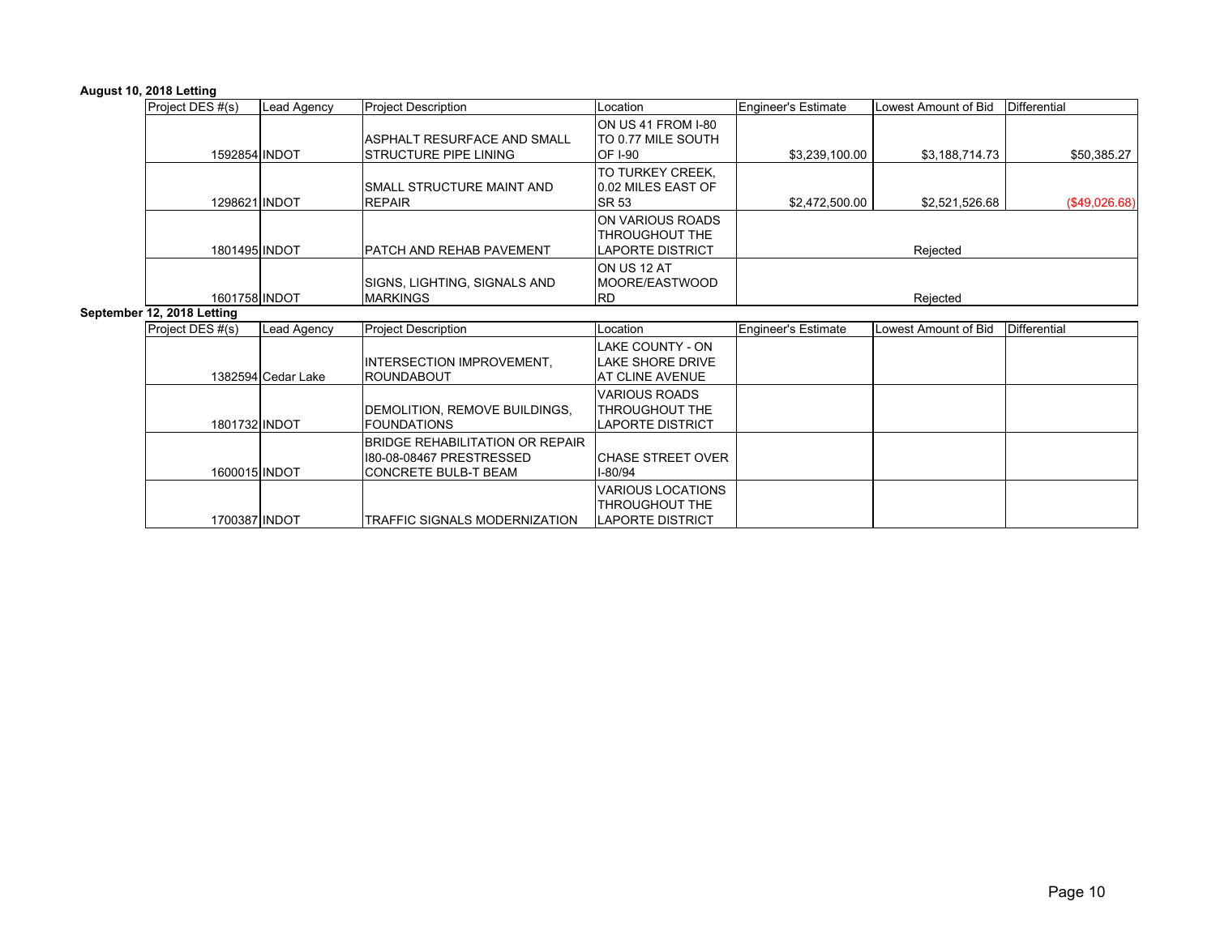**August 10, 2018 Letting**

| Project DES #(s) | Lead Agency | Project Description | Location | Engineer's Estimate | Lowest Amount of Bid | Differential |
|---|---|---|---|---|---|---|
| 1592854 | INDOT | ASPHALT RESURFACE AND SMALL STRUCTURE PIPE LINING | ON US 41 FROM I-80 TO 0.77 MILE SOUTH OF I-90 | $3,239,100.00 | $3,188,714.73 | $50,385.27 |
| 1298621 | INDOT | SMALL STRUCTURE MAINT AND REPAIR | TO TURKEY CREEK, 0.02 MILES EAST OF SR 53 | $2,472,500.00 | $2,521,526.68 | ($49,026.68) |
| 1801495 | INDOT | PATCH AND REHAB PAVEMENT | ON VARIOUS ROADS THROUGHOUT THE LAPORTE DISTRICT | | Rejected | |
| 1601758 | INDOT | SIGNS, LIGHTING, SIGNALS AND MARKINGS | ON US 12 AT MOORE/EASTWOOD RD | | Rejected | |

**September 12, 2018 Letting**

| Project DES #(s) | Lead Agency | Project Description | Location | Engineer's Estimate | Lowest Amount of Bid | Differential |
|---|---|---|---|---|---|---|
| 1382594 | Cedar Lake | INTERSECTION IMPROVEMENT, ROUNDABOUT | LAKE COUNTY - ON LAKE SHORE DRIVE AT CLINE AVENUE | | | |
| 1801732 | INDOT | DEMOLITION, REMOVE BUILDINGS, FOUNDATIONS | VARIOUS ROADS THROUGHOUT THE LAPORTE DISTRICT | | | |
| 1600015 | INDOT | BRIDGE REHABILITATION OR REPAIR I80-08-08467 PRESTRESSED CONCRETE BULB-T BEAM | CHASE STREET OVER I-80/94 | | | |
| 1700387 | INDOT | TRAFFIC SIGNALS MODERNIZATION | VARIOUS LOCATIONS THROUGHOUT THE LAPORTE DISTRICT | | | |